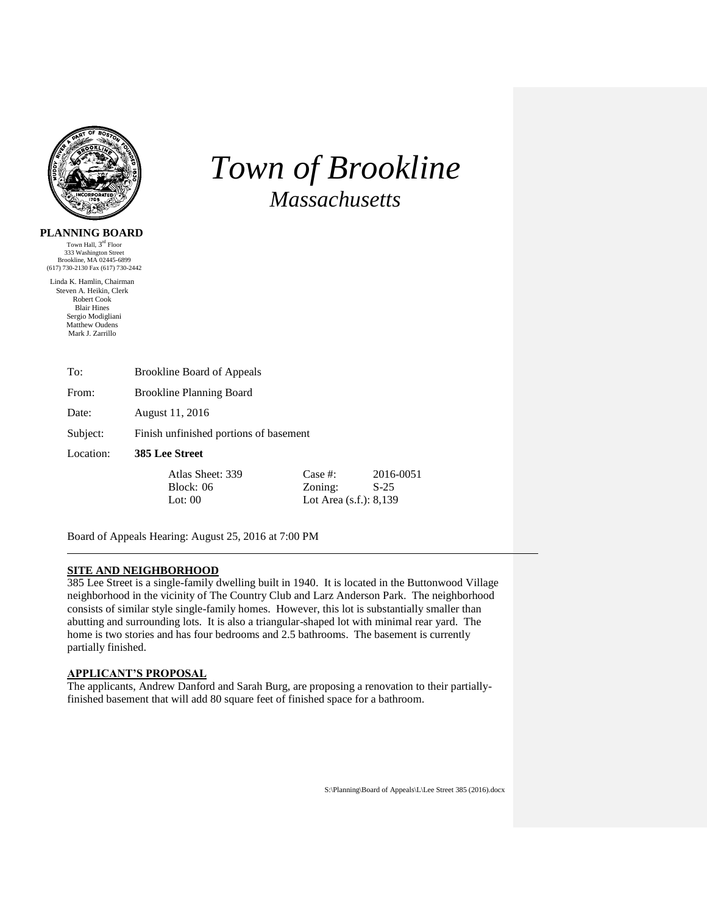# *Town of Brookline*

## *Massachusetts*

**PLANNING BOARD**

Town Hall, 3rd Floor
333 Washington Street
Brookline, MA 02445-6899
(617) 730-2130 Fax (617) 730-2442

Linda K. Hamlin, Chairman
Steven A. Heikin, Clerk
Robert Cook
Blair Hines
Sergio Modigliani
Matthew Oudens
Mark J. Zarrillo

| | |
|---|---|
| To: | Brookline Board of Appeals |
| From: | Brookline Planning Board |
| Date: | August 11, 2016 |
| Subject: | Finish unfinished portions of basement |
| Location: | **385 Lee Street** |

| | | | |
|---|---|---|---|
| Atlas Sheet: 339 | | Case #: | 2016-0051 |
| Block: 06 | | Zoning: | S-25 |
| Lot: 00 | | Lot Area (s.f.): 8,139 | |

Board of Appeals Hearing: August 25, 2016 at 7:00 PM

---

**SITE AND NEIGHBORHOOD**

385 Lee Street is a single-family dwelling built in 1940. It is located in the Buttonwood Village neighborhood in the vicinity of The Country Club and Larz Anderson Park. The neighborhood consists of similar style single-family homes. However, this lot is substantially smaller than abutting and surrounding lots. It is also a triangular-shaped lot with minimal rear yard. The home is two stories and has four bedrooms and 2.5 bathrooms. The basement is currently partially finished.

**APPLICANT'S PROPOSAL**

The applicants, Andrew Danford and Sarah Burg, are proposing a renovation to their partially-finished basement that will add 80 square feet of finished space for a bathroom.

S:\Planning\Board of Appeals\L\Lee Street 385 (2016).docx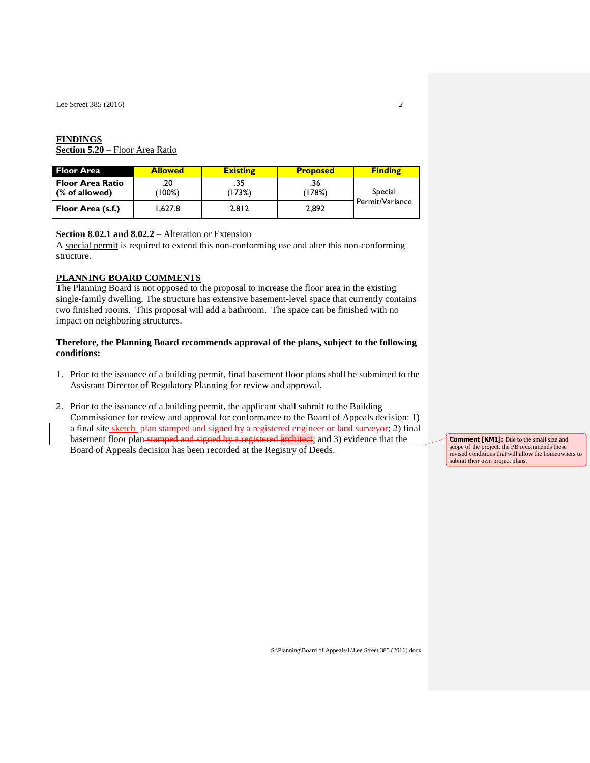## FINDINGS

**Section 5.20** – Floor Area Ratio

| Floor Area | Allowed | Existing | Proposed | Finding |
|---|---|---|---|---|
| **Floor Area Ratio (% of allowed)** | .20 (100%) | .35 (173%) | .36 (178%) | Special Permit/Variance |
| **Floor Area (s.f.)** | 1,627.8 | 2,812 | 2,892 | |

**Section 8.02.1 and 8.02.2** – Alteration or Extension

A special permit is required to extend this non-conforming use and alter this non-conforming structure.

## PLANNING BOARD COMMENTS

The Planning Board is not opposed to the proposal to increase the floor area in the existing single-family dwelling. The structure has extensive basement-level space that currently contains two finished rooms. This proposal will add a bathroom. The space can be finished with no impact on neighboring structures.

**Therefore, the Planning Board recommends approval of the plans, subject to the following conditions:**

1. Prior to the issuance of a building permit, final basement floor plans shall be submitted to the Assistant Director of Regulatory Planning for review and approval.

2. Prior to the issuance of a building permit, the applicant shall submit to the Building Commissioner for review and approval for conformance to the Board of Appeals decision: 1) a final site sketch ~~plan stamped and signed by a registered engineer or land surveyor~~; 2) final basement floor plan ~~stamped and signed by a registered architect~~; and 3) evidence that the Board of Appeals decision has been recorded at the Registry of Deeds.

**Comment [KM1]:** Due to the small size and scope of the project, the PB recommends these revised conditions that will allow the homeowners to submit their own project plans.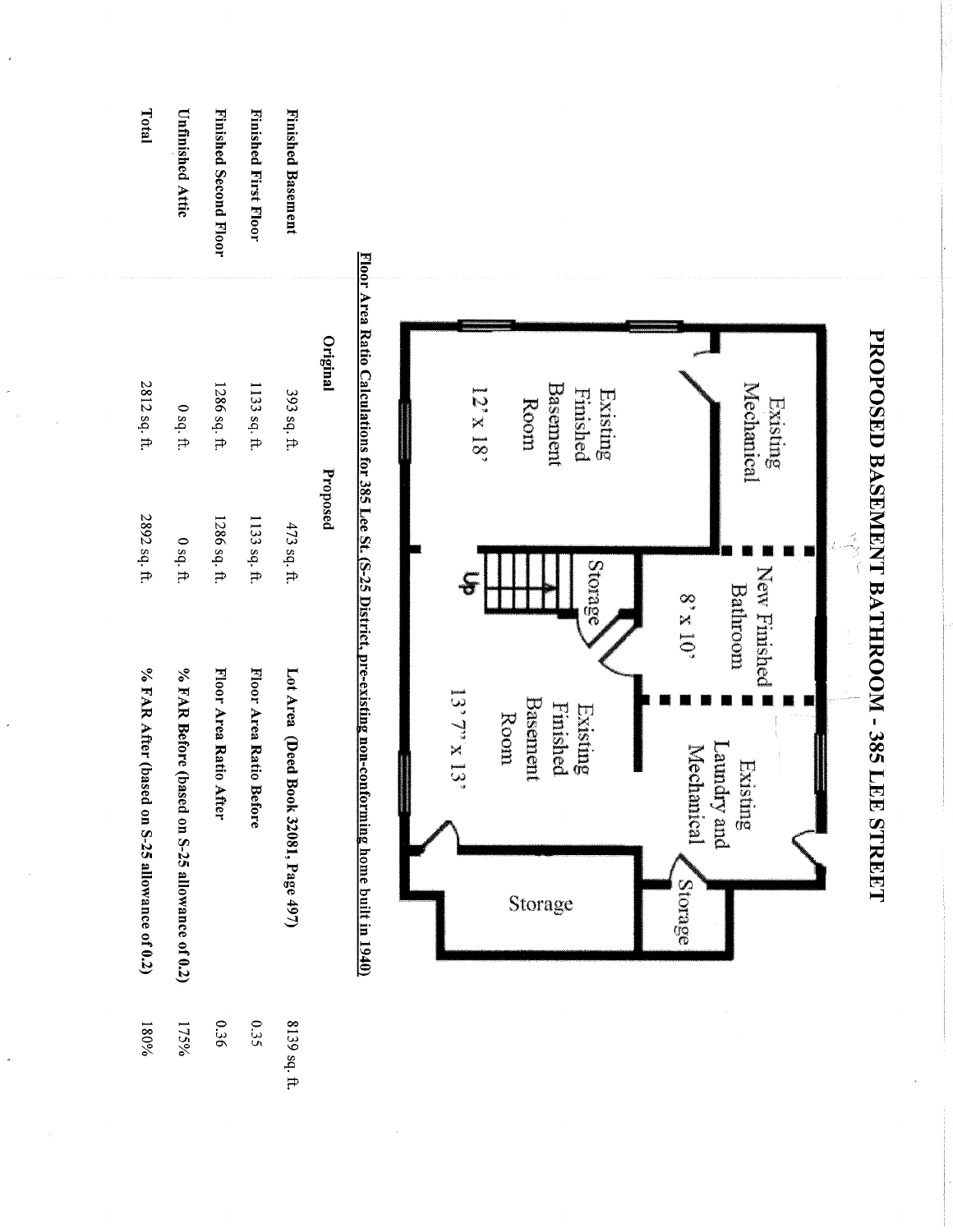# PROPOSED BASEMENT BATHROOM - 385 LEE STREET

Existing Mechanical

Existing Finished Basement Room

12' x 18'

New Finished Bathroom

8' x 10'

Storage

Up

Existing Laundry and Mechanical

Existing Finished Basement Room

13' 7" x 13'

Storage

Storage

**Floor Area Ratio Calculations for 385 Lee St. (S-25 District, pre-existing non-conforming home built in 1940)**

| | Original | Proposed |
|---|---|---|
| **Finished Basement** | 393 sq. ft. | 473 sq. ft. |
| **Finished First Floor** | 1133 sq. ft. | 1133 sq. ft. |
| **Finished Second Floor** | 1286 sq. ft. | 1286 sq. ft. |
| **Unfinished Attic** | 0 sq. ft. | 0 sq. ft. |
| **Total** | 2812 sq. ft. | 2892 sq. ft. |

| | |
|---|---|
| **Lot Area (Deed Book 32081, Page 497)** | 8139 sq. ft. |
| **Floor Area Ratio Before** | 0.35 |
| **Floor Area Ratio After** | 0.36 |
| **% FAR Before (based on S-25 allowance of 0.2)** | 175% |
| **% FAR After (based on S-25 allowance of 0.2)** | 180% |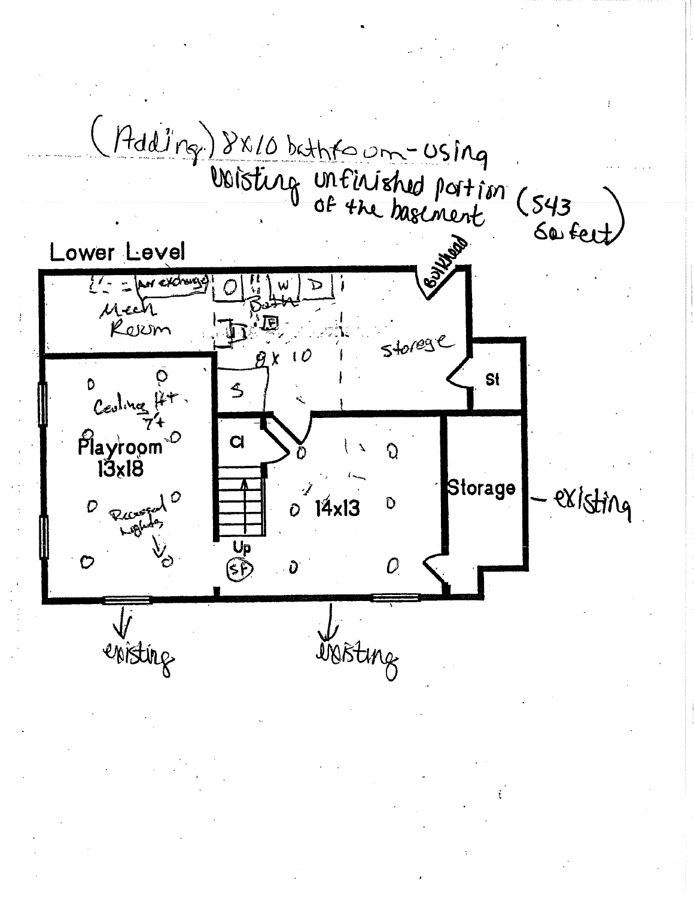(Adding) 8x10 bathroom - using existing unfinished portion of the basement (543 sq feet)

Lower Level

Air exchange

W

D

Mech Room

Bath

8 x 10

Storage

Bulkhead

St

S

Ceiling 7ft. 7'+

Playroom
13x18

Cl

Recessed lights

14x13

Storage

– existing

Up

SF

existing

existing